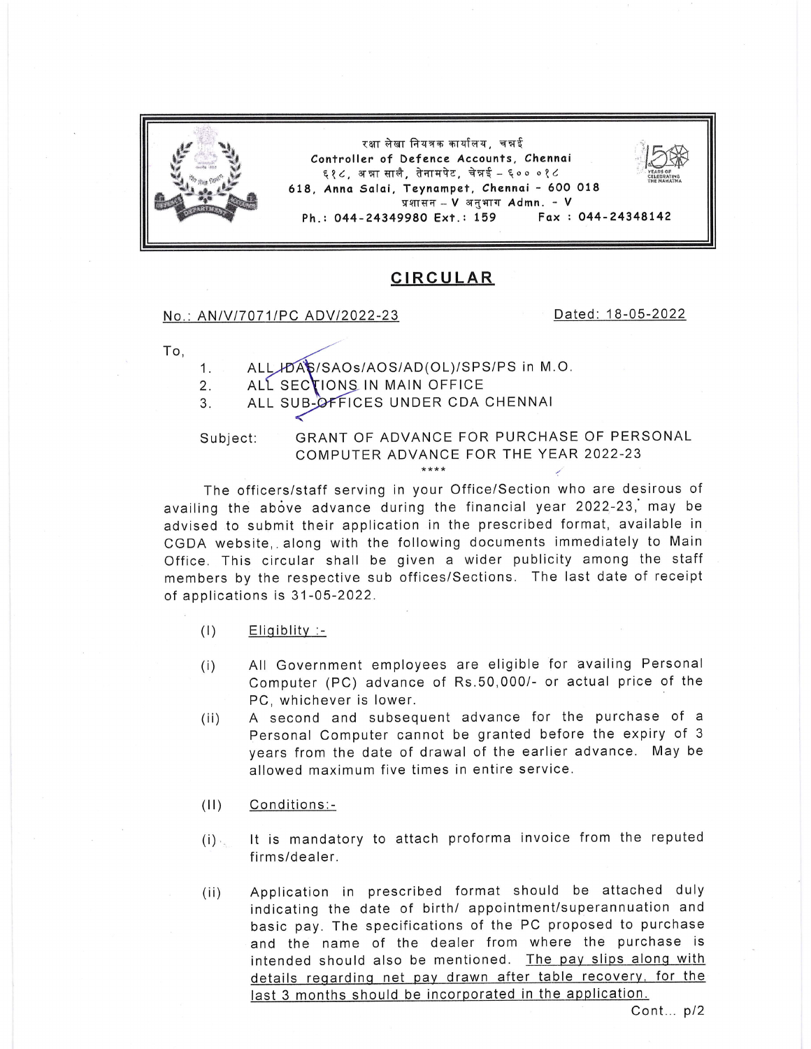रक्षा लेखा नियंत्रक कार्यालय, चन्नई
Controller of Defence Accounts, Chennai
६१८, अन्ना सालै, तेनामपेट, चेन्नई – ६०० ०१८
618, Anna Salai, Teynampet, Chennai - 600 018
प्रशासन – V अनुभाग Admn. - V
Ph.: 044-24349980 Ext.: 159 Fax : 044-24348142

# CIRCULAR

No.: AN/V/7071/PC ADV/2022-23 Dated: 18-05-2022

To,

1. ALL IDAS/SAOs/AOS/AD(OL)/SPS/PS in M.O.
2. ALL SECTIONS IN MAIN OFFICE
3. ALL SUB-OFFICES UNDER CDA CHENNAI

Subject: GRANT OF ADVANCE FOR PURCHASE OF PERSONAL COMPUTER ADVANCE FOR THE YEAR 2022-23

****

The officers/staff serving in your Office/Section who are desirous of availing the above advance during the financial year 2022-23, may be advised to submit their application in the prescribed format, available in CGDA website, along with the following documents immediately to Main Office. This circular shall be given a wider publicity among the staff members by the respective sub offices/Sections. The last date of receipt of applications is 31-05-2022.

(I) Eligiblity :-

(i) All Government employees are eligible for availing Personal Computer (PC) advance of Rs.50,000/- or actual price of the PC, whichever is lower.

(ii) A second and subsequent advance for the purchase of a Personal Computer cannot be granted before the expiry of 3 years from the date of drawal of the earlier advance. May be allowed maximum five times in entire service.

(II) Conditions:-

(i) It is mandatory to attach proforma invoice from the reputed firms/dealer.

(ii) Application in prescribed format should be attached duly indicating the date of birth/ appointment/superannuation and basic pay. The specifications of the PC proposed to purchase and the name of the dealer from where the purchase is intended should also be mentioned. The pay slips along with details regarding net pay drawn after table recovery, for the last 3 months should be incorporated in the application.

Cont... p/2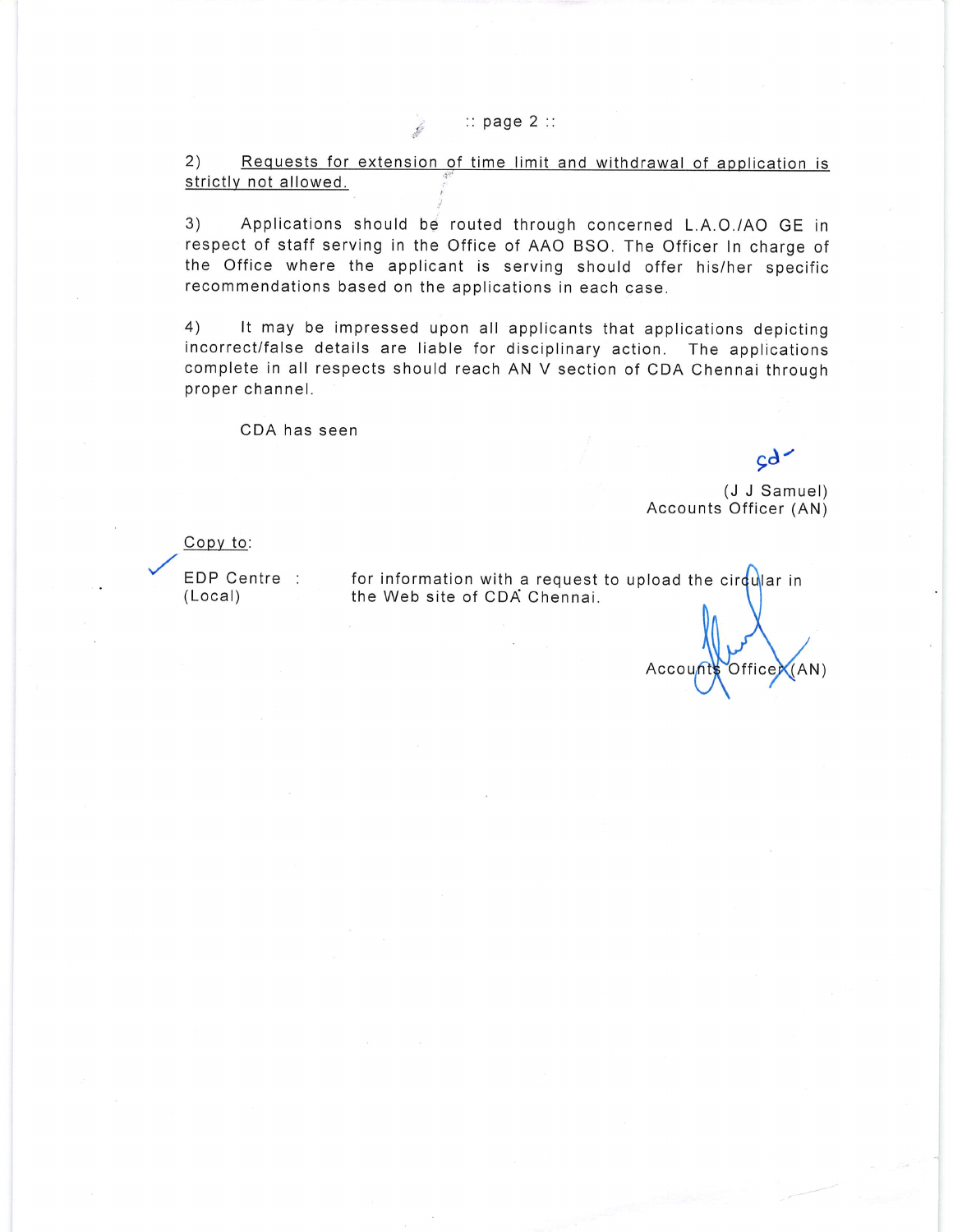2) Requests for extension of time limit and withdrawal of application is strictly not allowed.

3) Applications should be routed through concerned L.A.O./AO GE in respect of staff serving in the Office of AAO BSO. The Officer In charge of the Office where the applicant is serving should offer his/her specific recommendations based on the applications in each case.

4) It may be impressed upon all applicants that applications depicting incorrect/false details are liable for disciplinary action. The applications complete in all respects should reach AN V section of CDA Chennai through proper channel.

CDA has seen

sd/-

(J J Samuel)
Accounts Officer (AN)

Copy to:

EDP Centre (Local) : for information with a request to upload the circular in the Web site of CDA Chennai.

Accounts Officer (AN)